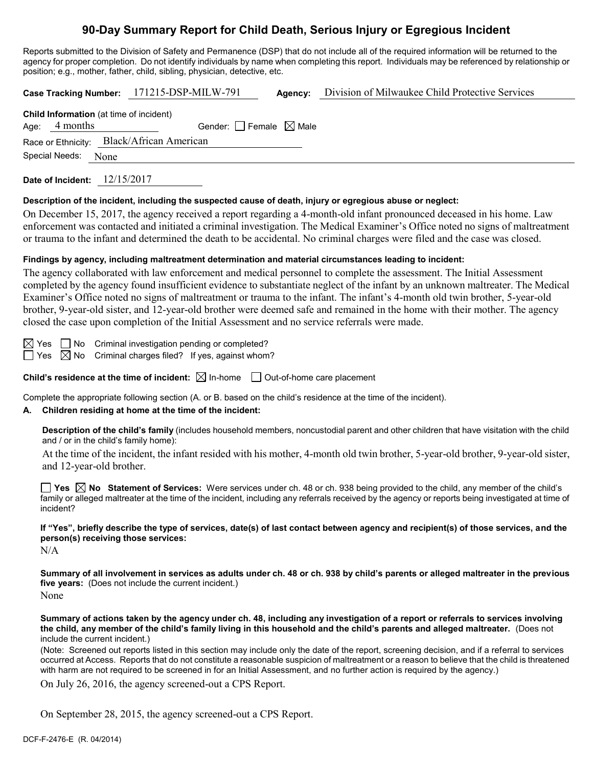# 90-Day Summary Report for Child Death, Serious Injury or Egregious Incident

Reports submitted to the Division of Safety and Permanence (DSP) that do not include all of the required information will be returned to the agency for proper completion. Do not identify individuals by name when completing this report. Individuals may be referenced by relationship or position; e.g., mother, father, child, sibling, physician, detective, etc.

**Case Tracking Number:** 171215-DSP-MILW-791 **Agency:** Division of Milwaukee Child Protective Services

**Child Information** (at time of incident)

Age: 4 months Gender: ☐ Female ☒ Male

Race or Ethnicity: Black/African American

Special Needs: None

**Date of Incident:** 12/15/2017

**Description of the incident, including the suspected cause of death, injury or egregious abuse or neglect:**

On December 15, 2017, the agency received a report regarding a 4-month-old infant pronounced deceased in his home. Law enforcement was contacted and initiated a criminal investigation. The Medical Examiner's Office noted no signs of maltreatment or trauma to the infant and determined the death to be accidental. No criminal charges were filed and the case was closed.

**Findings by agency, including maltreatment determination and material circumstances leading to incident:**

The agency collaborated with law enforcement and medical personnel to complete the assessment. The Initial Assessment completed by the agency found insufficient evidence to substantiate neglect of the infant by an unknown maltreater. The Medical Examiner's Office noted no signs of maltreatment or trauma to the infant. The infant's 4-month old twin brother, 5-year-old brother, 9-year-old sister, and 12-year-old brother were deemed safe and remained in the home with their mother. The agency closed the case upon completion of the Initial Assessment and no service referrals were made.

☒ Yes ☐ No Criminal investigation pending or completed?

☐ Yes ☒ No Criminal charges filed? If yes, against whom?

**Child's residence at the time of incident:** ☒ In-home ☐ Out-of-home care placement

Complete the appropriate following section (A. or B. based on the child's residence at the time of the incident).

**A. Children residing at home at the time of the incident:**

**Description of the child's family** (includes household members, noncustodial parent and other children that have visitation with the child and / or in the child's family home):

At the time of the incident, the infant resided with his mother, 4-month old twin brother, 5-year-old brother, 9-year-old sister, and 12-year-old brother.

☐ **Yes** ☒ **No Statement of Services:** Were services under ch. 48 or ch. 938 being provided to the child, any member of the child's family or alleged maltreater at the time of the incident, including any referrals received by the agency or reports being investigated at time of incident?

**If "Yes", briefly describe the type of services, date(s) of last contact between agency and recipient(s) of those services, and the person(s) receiving those services:**

N/A

**Summary of all involvement in services as adults under ch. 48 or ch. 938 by child's parents or alleged maltreater in the previous five years:** (Does not include the current incident.)

None

**Summary of actions taken by the agency under ch. 48, including any investigation of a report or referrals to services involving the child, any member of the child's family living in this household and the child's parents and alleged maltreater.** (Does not include the current incident.)

(Note: Screened out reports listed in this section may include only the date of the report, screening decision, and if a referral to services occurred at Access. Reports that do not constitute a reasonable suspicion of maltreatment or a reason to believe that the child is threatened with harm are not required to be screened in for an Initial Assessment, and no further action is required by the agency.)

On July 26, 2016, the agency screened-out a CPS Report.

On September 28, 2015, the agency screened-out a CPS Report.

DCF-F-2476-E (R. 04/2014)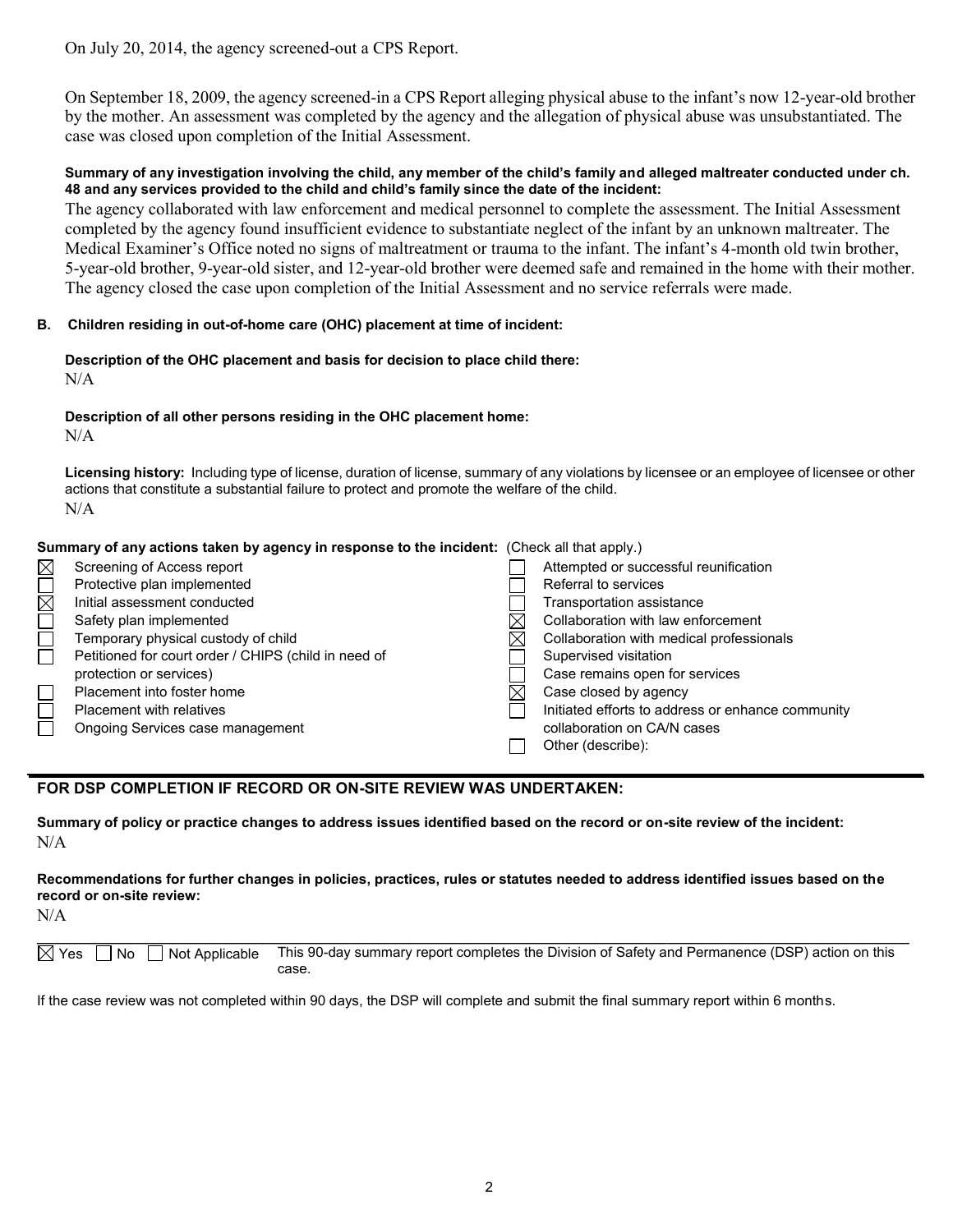On July 20, 2014, the agency screened-out a CPS Report.

On September 18, 2009, the agency screened-in a CPS Report alleging physical abuse to the infant's now 12-year-old brother by the mother. An assessment was completed by the agency and the allegation of physical abuse was unsubstantiated. The case was closed upon completion of the Initial Assessment.

**Summary of any investigation involving the child, any member of the child's family and alleged maltreater conducted under ch. 48 and any services provided to the child and child's family since the date of the incident:**

The agency collaborated with law enforcement and medical personnel to complete the assessment. The Initial Assessment completed by the agency found insufficient evidence to substantiate neglect of the infant by an unknown maltreater. The Medical Examiner's Office noted no signs of maltreatment or trauma to the infant. The infant's 4-month old twin brother, 5-year-old brother, 9-year-old sister, and 12-year-old brother were deemed safe and remained in the home with their mother. The agency closed the case upon completion of the Initial Assessment and no service referrals were made.

**B. Children residing in out-of-home care (OHC) placement at time of incident:**

**Description of the OHC placement and basis for decision to place child there:**
N/A

**Description of all other persons residing in the OHC placement home:**
N/A

**Licensing history:** Including type of license, duration of license, summary of any violations by licensee or an employee of licensee or other actions that constitute a substantial failure to protect and promote the welfare of the child.
N/A

**Summary of any actions taken by agency in response to the incident:** (Check all that apply.)

| | | | |
|---|---|---|---|
| ☒ | Screening of Access report | ☐ | Attempted or successful reunification |
| ☐ | Protective plan implemented | ☐ | Referral to services |
| ☒ | Initial assessment conducted | ☐ | Transportation assistance |
| ☐ | Safety plan implemented | ☒ | Collaboration with law enforcement |
| ☐ | Temporary physical custody of child | ☒ | Collaboration with medical professionals |
| ☐ | Petitioned for court order / CHIPS (child in need of protection or services) | ☐ | Supervised visitation |
| | | ☐ | Case remains open for services |
| ☐ | Placement into foster home | ☒ | Case closed by agency |
| ☐ | Placement with relatives | ☐ | Initiated efforts to address or enhance community collaboration on CA/N cases |
| ☐ | Ongoing Services case management | ☐ | Other (describe): |

## FOR DSP COMPLETION IF RECORD OR ON-SITE REVIEW WAS UNDERTAKEN:

**Summary of policy or practice changes to address issues identified based on the record or on-site review of the incident:**
N/A

**Recommendations for further changes in policies, practices, rules or statutes needed to address identified issues based on the record or on-site review:**
N/A

☒ Yes ☐ No ☐ Not Applicable This 90-day summary report completes the Division of Safety and Permanence (DSP) action on this case.

If the case review was not completed within 90 days, the DSP will complete and submit the final summary report within 6 months.